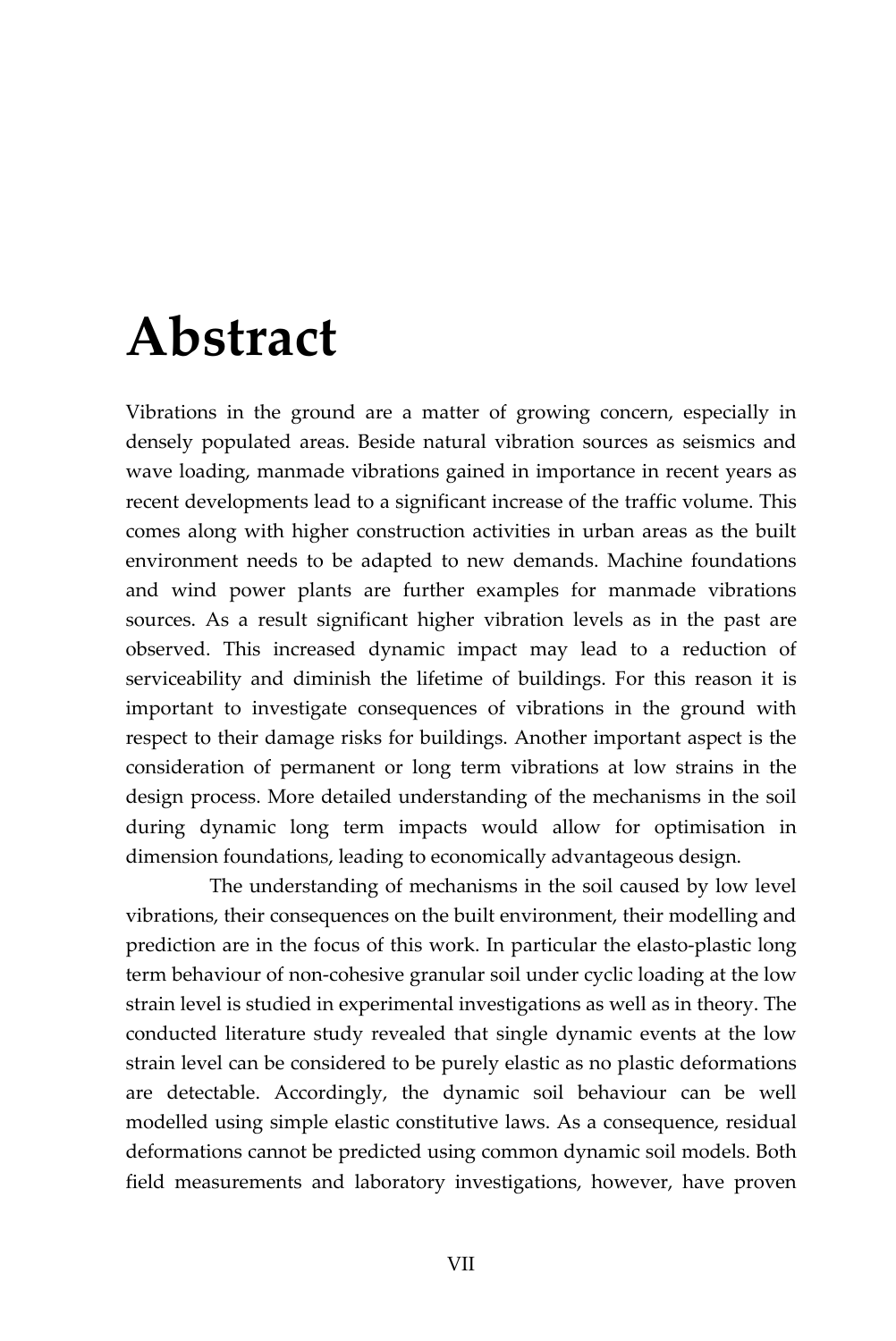# Abstract

Vibrations in the ground are a matter of growing concern, especially in densely populated areas. Beside natural vibration sources as seismics and wave loading, manmade vibrations gained in importance in recent years as recent developments lead to a significant increase of the traffic volume. This comes along with higher construction activities in urban areas as the built environment needs to be adapted to new demands. Machine foundations and wind power plants are further examples for manmade vibrations sources. As a result significant higher vibration levels as in the past are observed. This increased dynamic impact may lead to a reduction of serviceability and diminish the lifetime of buildings. For this reason it is important to investigate consequences of vibrations in the ground with respect to their damage risks for buildings. Another important aspect is the consideration of permanent or long term vibrations at low strains in the design process. More detailed understanding of the mechanisms in the soil during dynamic long term impacts would allow for optimisation in dimension foundations, leading to economically advantageous design.

The understanding of mechanisms in the soil caused by low level vibrations, their consequences on the built environment, their modelling and prediction are in the focus of this work. In particular the elasto-plastic long term behaviour of non-cohesive granular soil under cyclic loading at the low strain level is studied in experimental investigations as well as in theory. The conducted literature study revealed that single dynamic events at the low strain level can be considered to be purely elastic as no plastic deformations are detectable. Accordingly, the dynamic soil behaviour can be well modelled using simple elastic constitutive laws. As a consequence, residual deformations cannot be predicted using common dynamic soil models. Both field measurements and laboratory investigations, however, have proven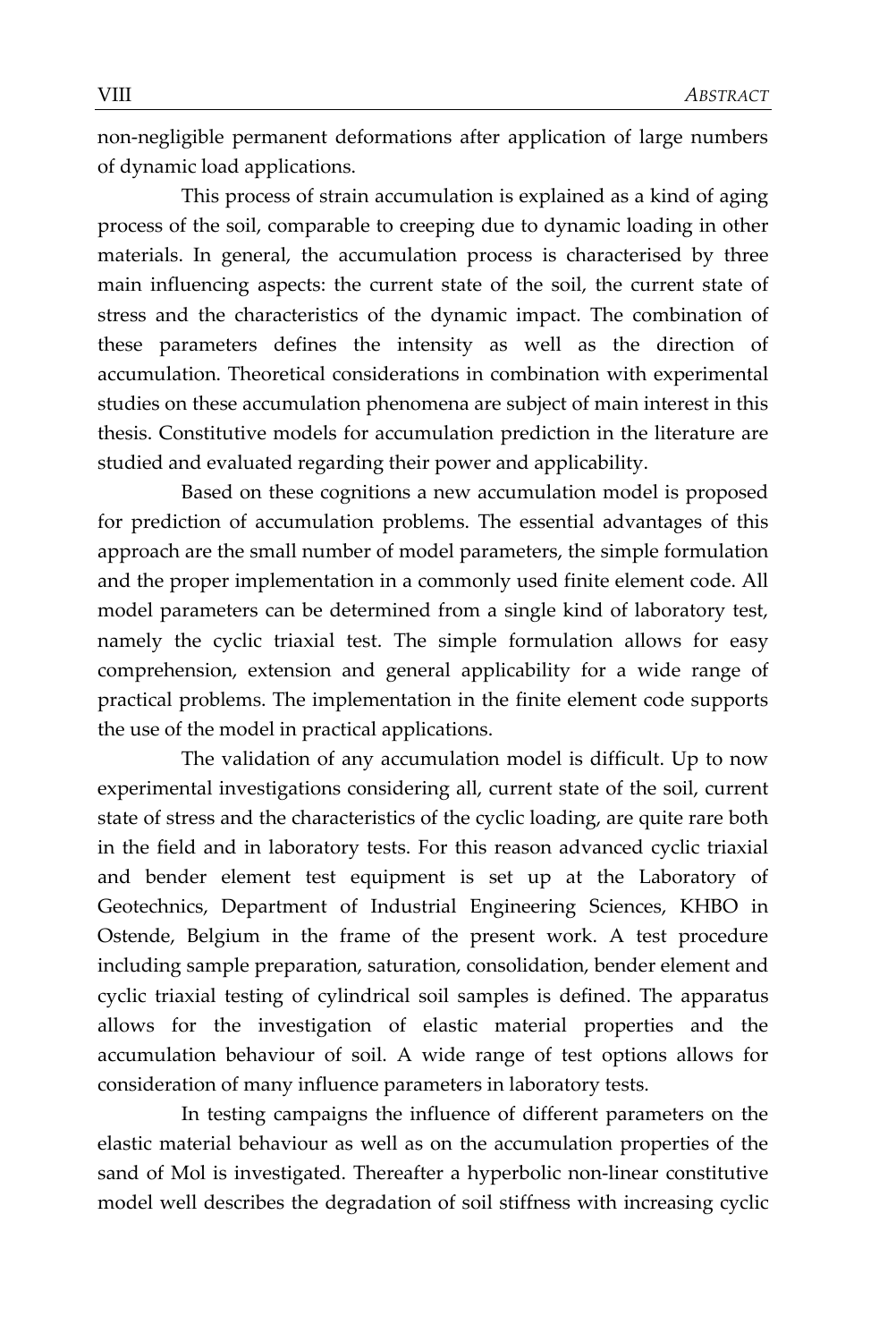non-negligible permanent deformations after application of large numbers of dynamic load applications.

This process of strain accumulation is explained as a kind of aging process of the soil, comparable to creeping due to dynamic loading in other materials. In general, the accumulation process is characterised by three main influencing aspects: the current state of the soil, the current state of stress and the characteristics of the dynamic impact. The combination of these parameters defines the intensity as well as the direction of accumulation. Theoretical considerations in combination with experimental studies on these accumulation phenomena are subject of main interest in this thesis. Constitutive models for accumulation prediction in the literature are studied and evaluated regarding their power and applicability.

Based on these cognitions a new accumulation model is proposed for prediction of accumulation problems. The essential advantages of this approach are the small number of model parameters, the simple formulation and the proper implementation in a commonly used finite element code. All model parameters can be determined from a single kind of laboratory test, namely the cyclic triaxial test. The simple formulation allows for easy comprehension, extension and general applicability for a wide range of practical problems. The implementation in the finite element code supports the use of the model in practical applications.

The validation of any accumulation model is difficult. Up to now experimental investigations considering all, current state of the soil, current state of stress and the characteristics of the cyclic loading, are quite rare both in the field and in laboratory tests. For this reason advanced cyclic triaxial and bender element test equipment is set up at the Laboratory of Geotechnics, Department of Industrial Engineering Sciences, KHBO in Ostende, Belgium in the frame of the present work. A test procedure including sample preparation, saturation, consolidation, bender element and cyclic triaxial testing of cylindrical soil samples is defined. The apparatus allows for the investigation of elastic material properties and the accumulation behaviour of soil. A wide range of test options allows for consideration of many influence parameters in laboratory tests.

In testing campaigns the influence of different parameters on the elastic material behaviour as well as on the accumulation properties of the sand of Mol is investigated. Thereafter a hyperbolic non-linear constitutive model well describes the degradation of soil stiffness with increasing cyclic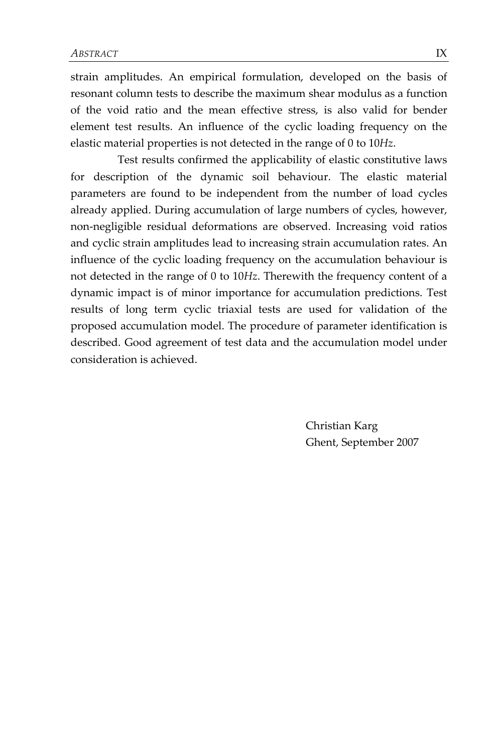strain amplitudes. An empirical formulation, developed on the basis of resonant column tests to describe the maximum shear modulus as a function of the void ratio and the mean effective stress, is also valid for bender element test results. An influence of the cyclic loading frequency on the elastic material properties is not detected in the range of 0 to 10*Hz*.

Test results confirmed the applicability of elastic constitutive laws for description of the dynamic soil behaviour. The elastic material parameters are found to be independent from the number of load cycles already applied. During accumulation of large numbers of cycles, however, non-negligible residual deformations are observed. Increasing void ratios and cyclic strain amplitudes lead to increasing strain accumulation rates. An influence of the cyclic loading frequency on the accumulation behaviour is not detected in the range of 0 to 10*Hz*. Therewith the frequency content of a dynamic impact is of minor importance for accumulation predictions. Test results of long term cyclic triaxial tests are used for validation of the proposed accumulation model. The procedure of parameter identification is described. Good agreement of test data and the accumulation model under consideration is achieved.

Christian Karg
Ghent, September 2007